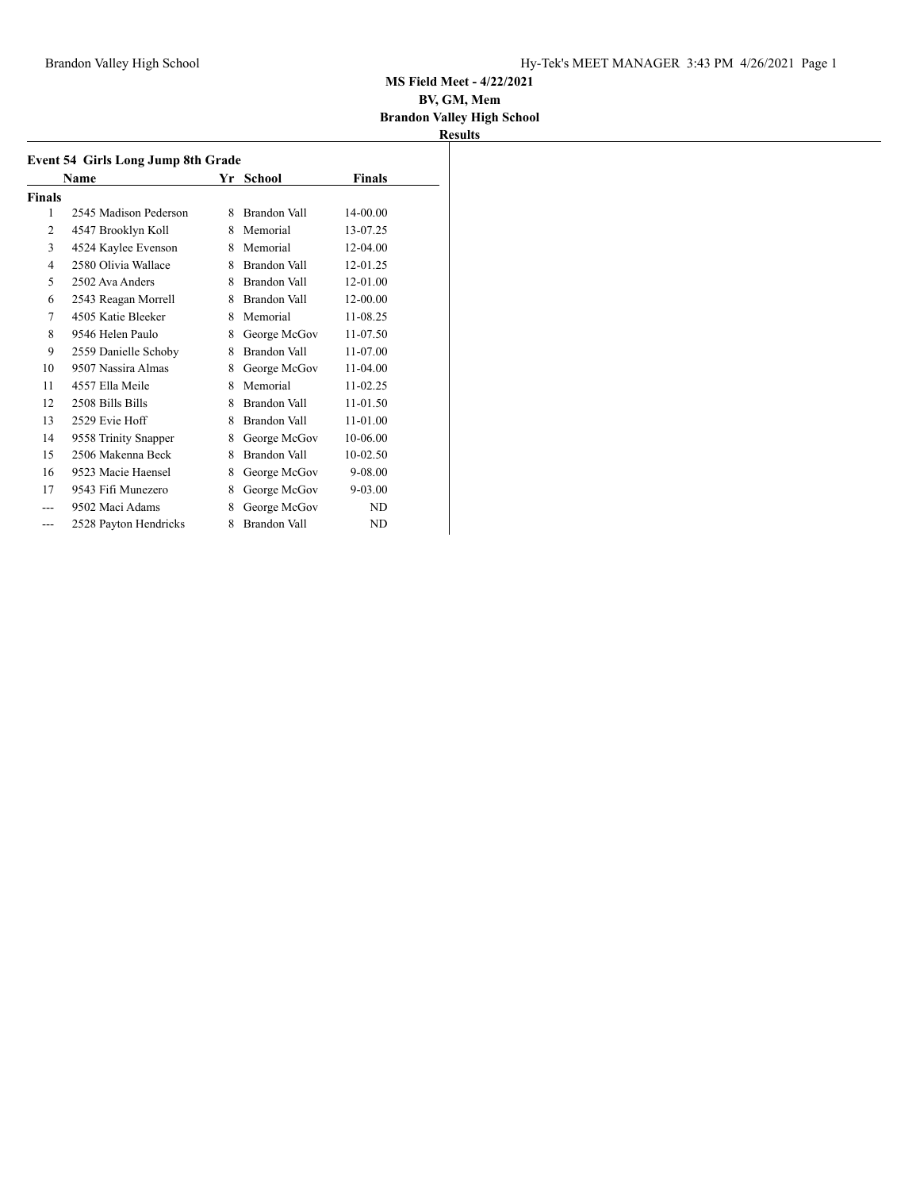**MS Field Meet - 4/22/2021**

**BV, GM, Mem**

**Brandon Valley High School**

**Results**

### Event 54 Girls Long Jump 8th Grade

| | Name | Yr | School | Finals |
|---|---|---|---|---|
| **Finals** | | | | |
| 1 | 2545 Madison Pederson | 8 | Brandon Vall | 14-00.00 |
| 2 | 4547 Brooklyn Koll | 8 | Memorial | 13-07.25 |
| 3 | 4524 Kaylee Evenson | 8 | Memorial | 12-04.00 |
| 4 | 2580 Olivia Wallace | 8 | Brandon Vall | 12-01.25 |
| 5 | 2502 Ava Anders | 8 | Brandon Vall | 12-01.00 |
| 6 | 2543 Reagan Morrell | 8 | Brandon Vall | 12-00.00 |
| 7 | 4505 Katie Bleeker | 8 | Memorial | 11-08.25 |
| 8 | 9546 Helen Paulo | 8 | George McGov | 11-07.50 |
| 9 | 2559 Danielle Schoby | 8 | Brandon Vall | 11-07.00 |
| 10 | 9507 Nassira Almas | 8 | George McGov | 11-04.00 |
| 11 | 4557 Ella Meile | 8 | Memorial | 11-02.25 |
| 12 | 2508 Bills Bills | 8 | Brandon Vall | 11-01.50 |
| 13 | 2529 Evie Hoff | 8 | Brandon Vall | 11-01.00 |
| 14 | 9558 Trinity Snapper | 8 | George McGov | 10-06.00 |
| 15 | 2506 Makenna Beck | 8 | Brandon Vall | 10-02.50 |
| 16 | 9523 Macie Haensel | 8 | George McGov | 9-08.00 |
| 17 | 9543 Fifi Munezero | 8 | George McGov | 9-03.00 |
| --- | 9502 Maci Adams | 8 | George McGov | ND |
| --- | 2528 Payton Hendricks | 8 | Brandon Vall | ND |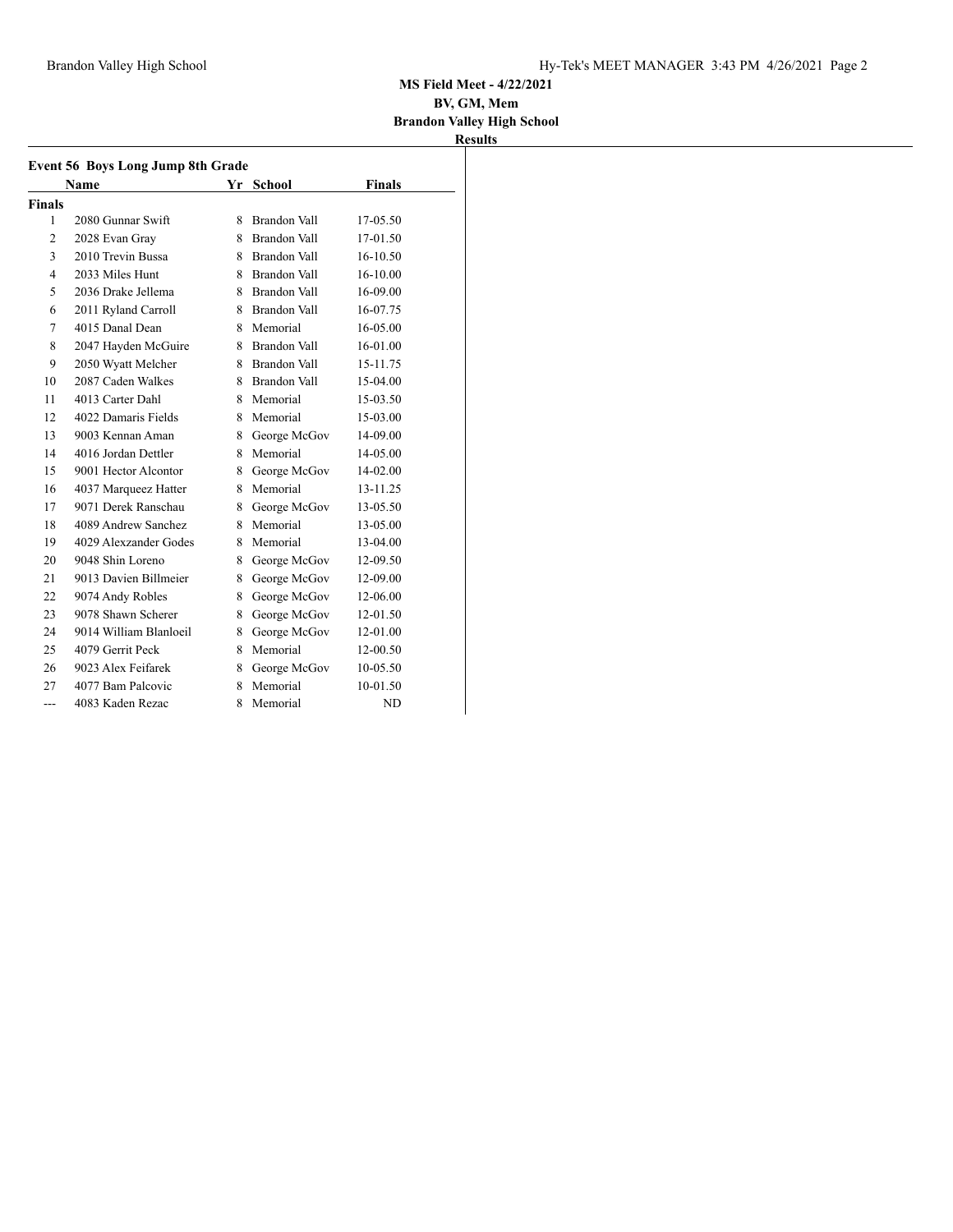**MS Field Meet - 4/22/2021**

**BV, GM, Mem**

**Brandon Valley High School**

**Results**

### Event 56 Boys Long Jump 8th Grade

| | Name | Yr | School | Finals |
|---|---|---|---|---|
| **Finals** | | | | |
| 1 | 2080 Gunnar Swift | 8 | Brandon Vall | 17-05.50 |
| 2 | 2028 Evan Gray | 8 | Brandon Vall | 17-01.50 |
| 3 | 2010 Trevin Bussa | 8 | Brandon Vall | 16-10.50 |
| 4 | 2033 Miles Hunt | 8 | Brandon Vall | 16-10.00 |
| 5 | 2036 Drake Jellema | 8 | Brandon Vall | 16-09.00 |
| 6 | 2011 Ryland Carroll | 8 | Brandon Vall | 16-07.75 |
| 7 | 4015 Danal Dean | 8 | Memorial | 16-05.00 |
| 8 | 2047 Hayden McGuire | 8 | Brandon Vall | 16-01.00 |
| 9 | 2050 Wyatt Melcher | 8 | Brandon Vall | 15-11.75 |
| 10 | 2087 Caden Walkes | 8 | Brandon Vall | 15-04.00 |
| 11 | 4013 Carter Dahl | 8 | Memorial | 15-03.50 |
| 12 | 4022 Damaris Fields | 8 | Memorial | 15-03.00 |
| 13 | 9003 Kennan Aman | 8 | George McGov | 14-09.00 |
| 14 | 4016 Jordan Dettler | 8 | Memorial | 14-05.00 |
| 15 | 9001 Hector Alcontor | 8 | George McGov | 14-02.00 |
| 16 | 4037 Marqueez Hatter | 8 | Memorial | 13-11.25 |
| 17 | 9071 Derek Ranschau | 8 | George McGov | 13-05.50 |
| 18 | 4089 Andrew Sanchez | 8 | Memorial | 13-05.00 |
| 19 | 4029 Alexzander Godes | 8 | Memorial | 13-04.00 |
| 20 | 9048 Shin Loreno | 8 | George McGov | 12-09.50 |
| 21 | 9013 Davien Billmeier | 8 | George McGov | 12-09.00 |
| 22 | 9074 Andy Robles | 8 | George McGov | 12-06.00 |
| 23 | 9078 Shawn Scherer | 8 | George McGov | 12-01.50 |
| 24 | 9014 William Blanloeil | 8 | George McGov | 12-01.00 |
| 25 | 4079 Gerrit Peck | 8 | Memorial | 12-00.50 |
| 26 | 9023 Alex Feifarek | 8 | George McGov | 10-05.50 |
| 27 | 4077 Bam Palcovic | 8 | Memorial | 10-01.50 |
| --- | 4083 Kaden Rezac | 8 | Memorial | ND |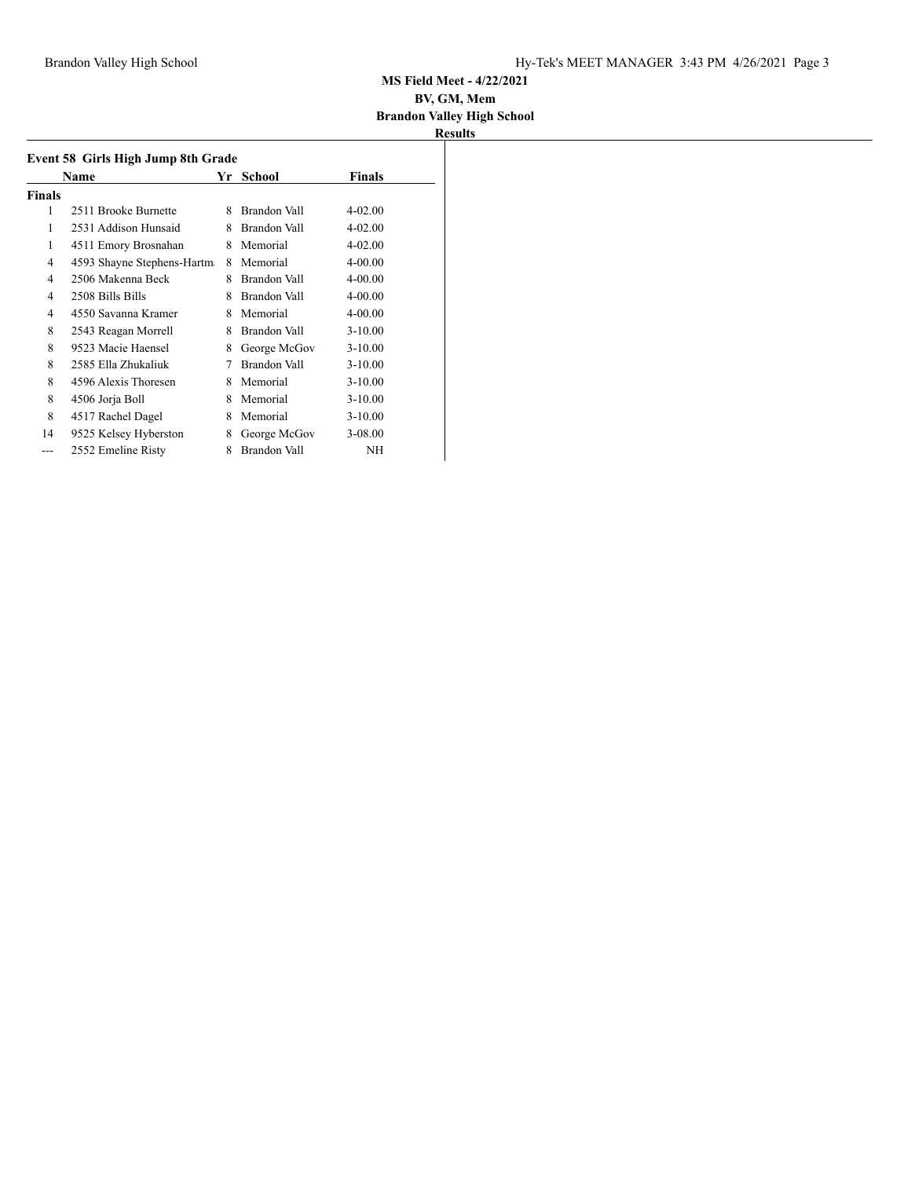MS Field Meet - 4/22/2021
BV, GM, Mem
Brandon Valley High School

**Results**

### Event 58 Girls High Jump 8th Grade

| | Name | Yr | School | Finals |
|---|---|---|---|---|
| **Finals** | | | | |
| 1 | 2511 Brooke Burnette | 8 | Brandon Vall | 4-02.00 |
| 1 | 2531 Addison Hunsaid | 8 | Brandon Vall | 4-02.00 |
| 1 | 4511 Emory Brosnahan | 8 | Memorial | 4-02.00 |
| 4 | 4593 Shayne Stephens-Hartm | 8 | Memorial | 4-00.00 |
| 4 | 2506 Makenna Beck | 8 | Brandon Vall | 4-00.00 |
| 4 | 2508 Bills Bills | 8 | Brandon Vall | 4-00.00 |
| 4 | 4550 Savanna Kramer | 8 | Memorial | 4-00.00 |
| 8 | 2543 Reagan Morrell | 8 | Brandon Vall | 3-10.00 |
| 8 | 9523 Macie Haensel | 8 | George McGov | 3-10.00 |
| 8 | 2585 Ella Zhukaliuk | 7 | Brandon Vall | 3-10.00 |
| 8 | 4596 Alexis Thoresen | 8 | Memorial | 3-10.00 |
| 8 | 4506 Jorja Boll | 8 | Memorial | 3-10.00 |
| 8 | 4517 Rachel Dagel | 8 | Memorial | 3-10.00 |
| 14 | 9525 Kelsey Hyberston | 8 | George McGov | 3-08.00 |
| --- | 2552 Emeline Risty | 8 | Brandon Vall | NH |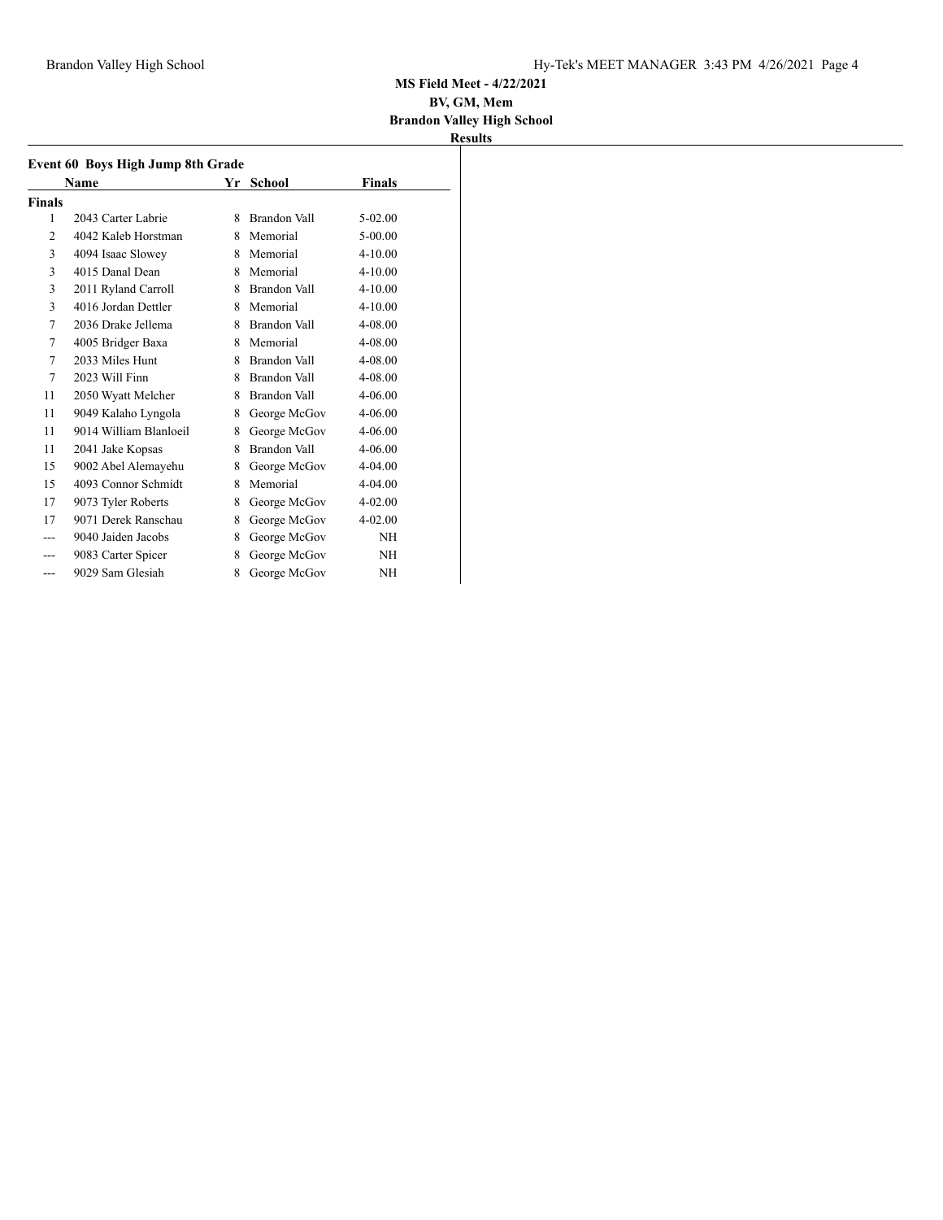**MS Field Meet - 4/22/2021**
**BV, GM, Mem**
**Brandon Valley High School**
**Results**

### Event 60 Boys High Jump 8th Grade

| | Name | Yr | School | Finals |
|---|---|---|---|---|
| **Finals** | | | | |
| 1 | 2043 Carter Labrie | 8 | Brandon Vall | 5-02.00 |
| 2 | 4042 Kaleb Horstman | 8 | Memorial | 5-00.00 |
| 3 | 4094 Isaac Slowey | 8 | Memorial | 4-10.00 |
| 3 | 4015 Danal Dean | 8 | Memorial | 4-10.00 |
| 3 | 2011 Ryland Carroll | 8 | Brandon Vall | 4-10.00 |
| 3 | 4016 Jordan Dettler | 8 | Memorial | 4-10.00 |
| 7 | 2036 Drake Jellema | 8 | Brandon Vall | 4-08.00 |
| 7 | 4005 Bridger Baxa | 8 | Memorial | 4-08.00 |
| 7 | 2033 Miles Hunt | 8 | Brandon Vall | 4-08.00 |
| 7 | 2023 Will Finn | 8 | Brandon Vall | 4-08.00 |
| 11 | 2050 Wyatt Melcher | 8 | Brandon Vall | 4-06.00 |
| 11 | 9049 Kalaho Lyngola | 8 | George McGov | 4-06.00 |
| 11 | 9014 William Blanloeil | 8 | George McGov | 4-06.00 |
| 11 | 2041 Jake Kopsas | 8 | Brandon Vall | 4-06.00 |
| 15 | 9002 Abel Alemayehu | 8 | George McGov | 4-04.00 |
| 15 | 4093 Connor Schmidt | 8 | Memorial | 4-04.00 |
| 17 | 9073 Tyler Roberts | 8 | George McGov | 4-02.00 |
| 17 | 9071 Derek Ranschau | 8 | George McGov | 4-02.00 |
| --- | 9040 Jaiden Jacobs | 8 | George McGov | NH |
| --- | 9083 Carter Spicer | 8 | George McGov | NH |
| --- | 9029 Sam Glesiah | 8 | George McGov | NH |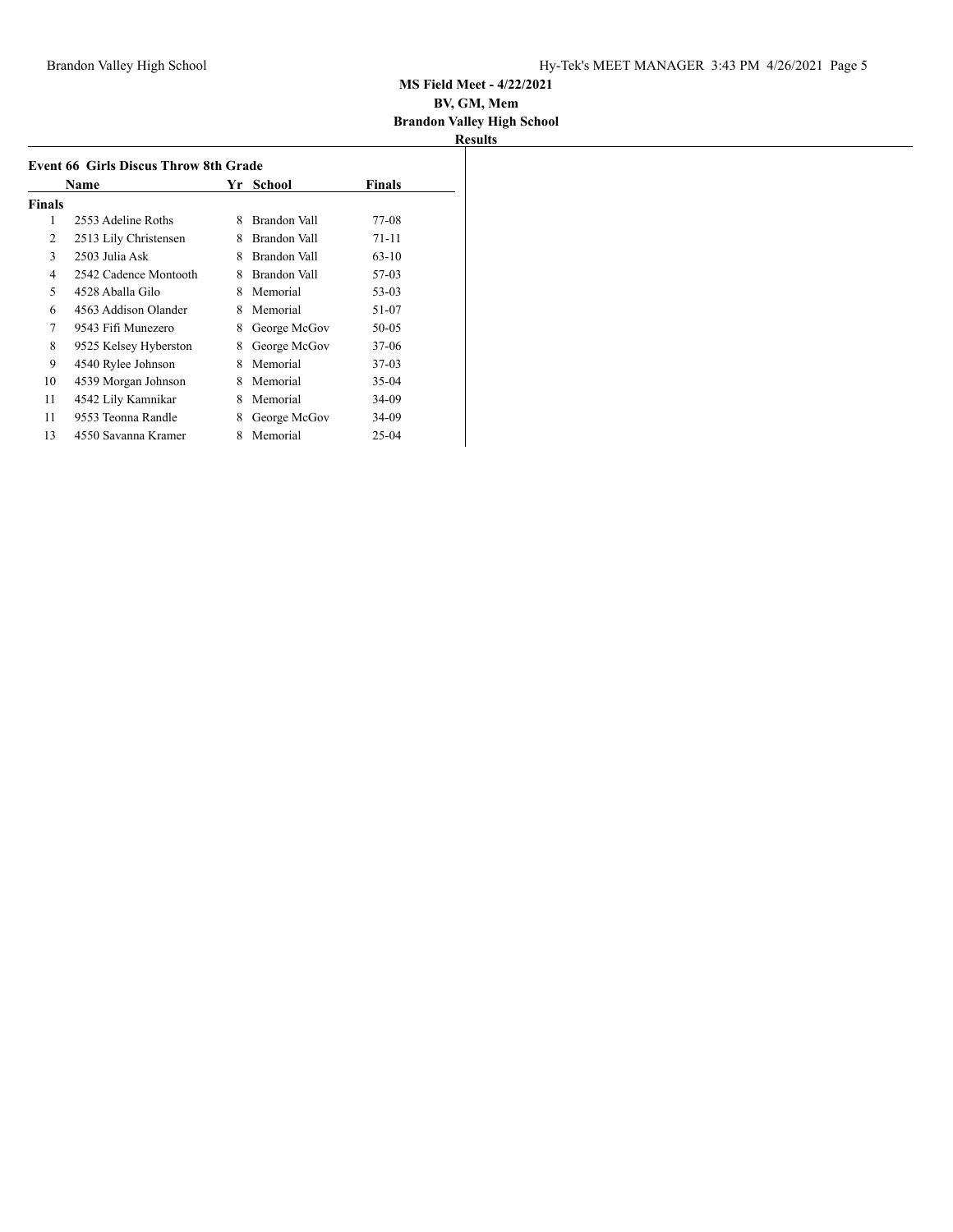**MS Field Meet - 4/22/2021**
**BV, GM, Mem**
**Brandon Valley High School**
**Results**

### Event 66 Girls Discus Throw 8th Grade

| | Name | Yr | School | Finals |
|---|---|---|---|---|
| **Finals** | | | | |
| 1 | 2553 Adeline Roths | 8 | Brandon Vall | 77-08 |
| 2 | 2513 Lily Christensen | 8 | Brandon Vall | 71-11 |
| 3 | 2503 Julia Ask | 8 | Brandon Vall | 63-10 |
| 4 | 2542 Cadence Montooth | 8 | Brandon Vall | 57-03 |
| 5 | 4528 Aballa Gilo | 8 | Memorial | 53-03 |
| 6 | 4563 Addison Olander | 8 | Memorial | 51-07 |
| 7 | 9543 Fifi Munezero | 8 | George McGov | 50-05 |
| 8 | 9525 Kelsey Hyberston | 8 | George McGov | 37-06 |
| 9 | 4540 Rylee Johnson | 8 | Memorial | 37-03 |
| 10 | 4539 Morgan Johnson | 8 | Memorial | 35-04 |
| 11 | 4542 Lily Kamnikar | 8 | Memorial | 34-09 |
| 11 | 9553 Teonna Randle | 8 | George McGov | 34-09 |
| 13 | 4550 Savanna Kramer | 8 | Memorial | 25-04 |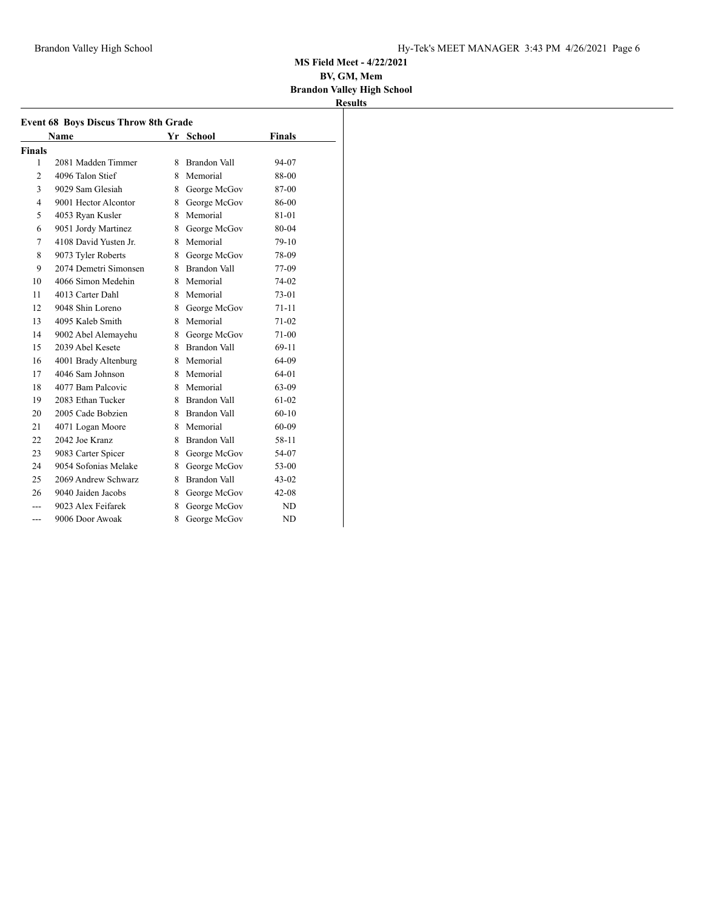**MS Field Meet - 4/22/2021**
**BV, GM, Mem**
**Brandon Valley High School**
**Results**

### Event 68 Boys Discus Throw 8th Grade

| | Name | Yr | School | Finals |
|---|---|---|---|---|
| **Finals** | | | | |
| 1 | 2081 Madden Timmer | 8 | Brandon Vall | 94-07 |
| 2 | 4096 Talon Stief | 8 | Memorial | 88-00 |
| 3 | 9029 Sam Glesiah | 8 | George McGov | 87-00 |
| 4 | 9001 Hector Alcontor | 8 | George McGov | 86-00 |
| 5 | 4053 Ryan Kusler | 8 | Memorial | 81-01 |
| 6 | 9051 Jordy Martinez | 8 | George McGov | 80-04 |
| 7 | 4108 David Yusten Jr. | 8 | Memorial | 79-10 |
| 8 | 9073 Tyler Roberts | 8 | George McGov | 78-09 |
| 9 | 2074 Demetri Simonsen | 8 | Brandon Vall | 77-09 |
| 10 | 4066 Simon Medehin | 8 | Memorial | 74-02 |
| 11 | 4013 Carter Dahl | 8 | Memorial | 73-01 |
| 12 | 9048 Shin Loreno | 8 | George McGov | 71-11 |
| 13 | 4095 Kaleb Smith | 8 | Memorial | 71-02 |
| 14 | 9002 Abel Alemayehu | 8 | George McGov | 71-00 |
| 15 | 2039 Abel Kesete | 8 | Brandon Vall | 69-11 |
| 16 | 4001 Brady Altenburg | 8 | Memorial | 64-09 |
| 17 | 4046 Sam Johnson | 8 | Memorial | 64-01 |
| 18 | 4077 Bam Palcovic | 8 | Memorial | 63-09 |
| 19 | 2083 Ethan Tucker | 8 | Brandon Vall | 61-02 |
| 20 | 2005 Cade Bobzien | 8 | Brandon Vall | 60-10 |
| 21 | 4071 Logan Moore | 8 | Memorial | 60-09 |
| 22 | 2042 Joe Kranz | 8 | Brandon Vall | 58-11 |
| 23 | 9083 Carter Spicer | 8 | George McGov | 54-07 |
| 24 | 9054 Sofonias Melake | 8 | George McGov | 53-00 |
| 25 | 2069 Andrew Schwarz | 8 | Brandon Vall | 43-02 |
| 26 | 9040 Jaiden Jacobs | 8 | George McGov | 42-08 |
| --- | 9023 Alex Feifarek | 8 | George McGov | ND |
| --- | 9006 Door Awoak | 8 | George McGov | ND |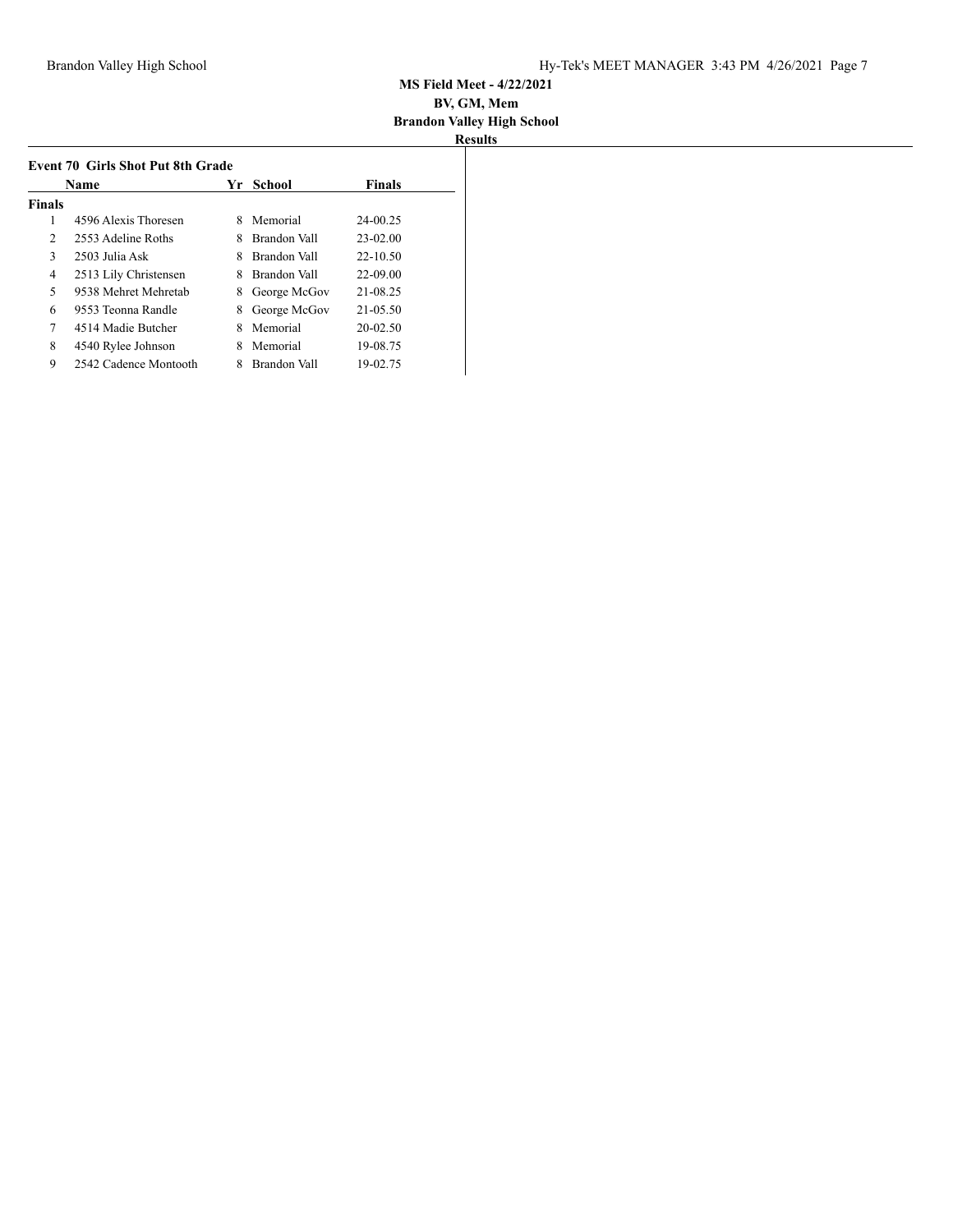**MS Field Meet - 4/22/2021**

**BV, GM, Mem**

**Brandon Valley High School**

**Results**

### Event 70 Girls Shot Put 8th Grade

| | Name | Yr | School | Finals |
|---|---|---|---|---|
| **Finals** | | | | |
| 1 | 4596 Alexis Thoresen | 8 | Memorial | 24-00.25 |
| 2 | 2553 Adeline Roths | 8 | Brandon Vall | 23-02.00 |
| 3 | 2503 Julia Ask | 8 | Brandon Vall | 22-10.50 |
| 4 | 2513 Lily Christensen | 8 | Brandon Vall | 22-09.00 |
| 5 | 9538 Mehret Mehretab | 8 | George McGov | 21-08.25 |
| 6 | 9553 Teonna Randle | 8 | George McGov | 21-05.50 |
| 7 | 4514 Madie Butcher | 8 | Memorial | 20-02.50 |
| 8 | 4540 Rylee Johnson | 8 | Memorial | 19-08.75 |
| 9 | 2542 Cadence Montooth | 8 | Brandon Vall | 19-02.75 |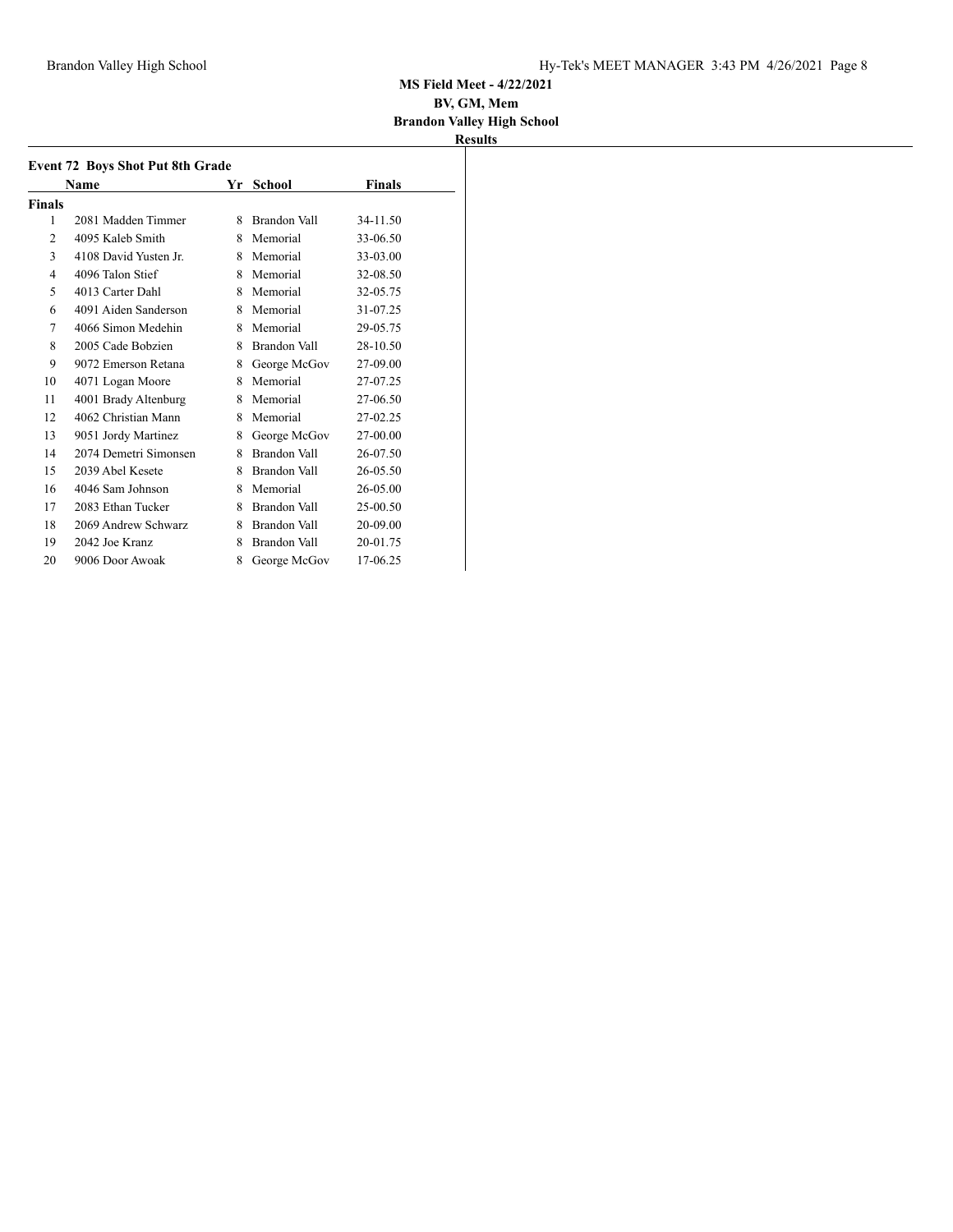**MS Field Meet - 4/22/2021**

**BV, GM, Mem**

**Brandon Valley High School**

**Results**

**Event 72 Boys Shot Put 8th Grade**

| | Name | Yr | School | Finals |
|---|---|---|---|---|
| **Finals** | | | | |
| 1 | 2081 Madden Timmer | 8 | Brandon Vall | 34-11.50 |
| 2 | 4095 Kaleb Smith | 8 | Memorial | 33-06.50 |
| 3 | 4108 David Yusten Jr. | 8 | Memorial | 33-03.00 |
| 4 | 4096 Talon Stief | 8 | Memorial | 32-08.50 |
| 5 | 4013 Carter Dahl | 8 | Memorial | 32-05.75 |
| 6 | 4091 Aiden Sanderson | 8 | Memorial | 31-07.25 |
| 7 | 4066 Simon Medehin | 8 | Memorial | 29-05.75 |
| 8 | 2005 Cade Bobzien | 8 | Brandon Vall | 28-10.50 |
| 9 | 9072 Emerson Retana | 8 | George McGov | 27-09.00 |
| 10 | 4071 Logan Moore | 8 | Memorial | 27-07.25 |
| 11 | 4001 Brady Altenburg | 8 | Memorial | 27-06.50 |
| 12 | 4062 Christian Mann | 8 | Memorial | 27-02.25 |
| 13 | 9051 Jordy Martinez | 8 | George McGov | 27-00.00 |
| 14 | 2074 Demetri Simonsen | 8 | Brandon Vall | 26-07.50 |
| 15 | 2039 Abel Kesete | 8 | Brandon Vall | 26-05.50 |
| 16 | 4046 Sam Johnson | 8 | Memorial | 26-05.00 |
| 17 | 2083 Ethan Tucker | 8 | Brandon Vall | 25-00.50 |
| 18 | 2069 Andrew Schwarz | 8 | Brandon Vall | 20-09.00 |
| 19 | 2042 Joe Kranz | 8 | Brandon Vall | 20-01.75 |
| 20 | 9006 Door Awoak | 8 | George McGov | 17-06.25 |